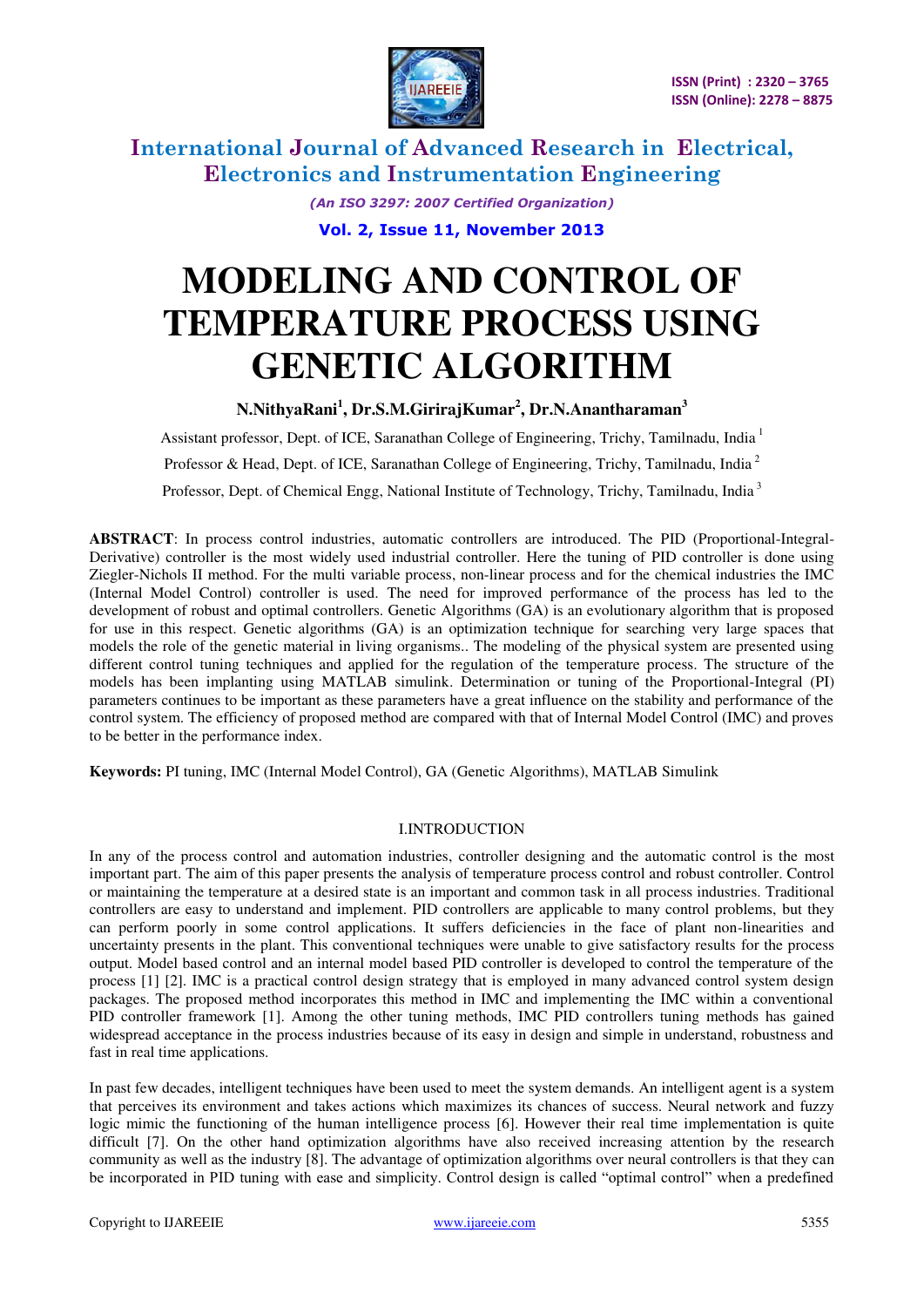# MODELING AND CONTROL OF TEMPERATURE PROCESS USING GENETIC ALGORITHM

**N.NithyaRani[1], Dr.S.M.GirirajKumar[2], Dr.N.Anantharaman[3]**

Assistant professor, Dept. of ICE, Saranathan College of Engineering, Trichy, Tamilnadu, India [1]

Professor & Head, Dept. of ICE, Saranathan College of Engineering, Trichy, Tamilnadu, India [2]

Professor, Dept. of Chemical Engg, National Institute of Technology, Trichy, Tamilnadu, India [3]

**ABSTRACT**: In process control industries, automatic controllers are introduced. The PID (Proportional-Integral-Derivative) controller is the most widely used industrial controller. Here the tuning of PID controller is done using Ziegler-Nichols II method. For the multi variable process, non-linear process and for the chemical industries the IMC (Internal Model Control) controller is used. The need for improved performance of the process has led to the development of robust and optimal controllers. Genetic Algorithms (GA) is an evolutionary algorithm that is proposed for use in this respect. Genetic algorithms (GA) is an optimization technique for searching very large spaces that models the role of the genetic material in living organisms.. The modeling of the physical system are presented using different control tuning techniques and applied for the regulation of the temperature process. The structure of the models has been implanting using MATLAB simulink. Determination or tuning of the Proportional-Integral (PI) parameters continues to be important as these parameters have a great influence on the stability and performance of the control system. The efficiency of proposed method are compared with that of Internal Model Control (IMC) and proves to be better in the performance index.

**Keywords:** PI tuning, IMC (Internal Model Control), GA (Genetic Algorithms), MATLAB Simulink

## I.INTRODUCTION

In any of the process control and automation industries, controller designing and the automatic control is the most important part. The aim of this paper presents the analysis of temperature process control and robust controller. Control or maintaining the temperature at a desired state is an important and common task in all process industries. Traditional controllers are easy to understand and implement. PID controllers are applicable to many control problems, but they can perform poorly in some control applications. It suffers deficiencies in the face of plant non-linearities and uncertainty presents in the plant. This conventional techniques were unable to give satisfactory results for the process output. Model based control and an internal model based PID controller is developed to control the temperature of the process [1] [2]. IMC is a practical control design strategy that is employed in many advanced control system design packages. The proposed method incorporates this method in IMC and implementing the IMC within a conventional PID controller framework [1]. Among the other tuning methods, IMC PID controllers tuning methods has gained widespread acceptance in the process industries because of its easy in design and simple in understand, robustness and fast in real time applications.

In past few decades, intelligent techniques have been used to meet the system demands. An intelligent agent is a system that perceives its environment and takes actions which maximizes its chances of success. Neural network and fuzzy logic mimic the functioning of the human intelligence process [6]. However their real time implementation is quite difficult [7]. On the other hand optimization algorithms have also received increasing attention by the research community as well as the industry [8]. The advantage of optimization algorithms over neural controllers is that they can be incorporated in PID tuning with ease and simplicity. Control design is called "optimal control" when a predefined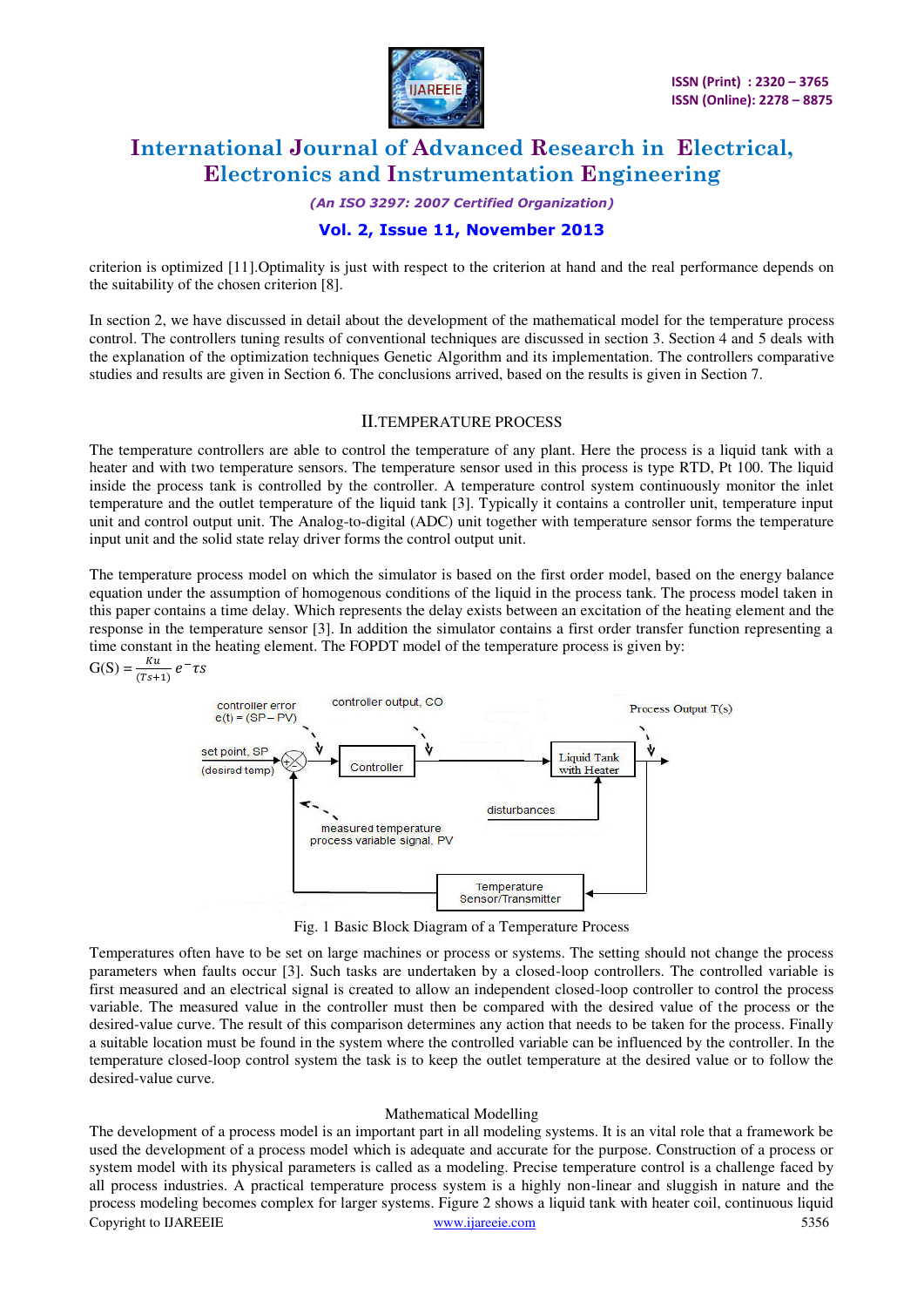criterion is optimized [11].Optimality is just with respect to the criterion at hand and the real performance depends on the suitability of the chosen criterion [8].

In section 2, we have discussed in detail about the development of the mathematical model for the temperature process control. The controllers tuning results of conventional techniques are discussed in section 3. Section 4 and 5 deals with the explanation of the optimization techniques Genetic Algorithm and its implementation. The controllers comparative studies and results are given in Section 6. The conclusions arrived, based on the results is given in Section 7.

## II.TEMPERATURE PROCESS

The temperature controllers are able to control the temperature of any plant. Here the process is a liquid tank with a heater and with two temperature sensors. The temperature sensor used in this process is type RTD, Pt 100. The liquid inside the process tank is controlled by the controller. A temperature control system continuously monitor the inlet temperature and the outlet temperature of the liquid tank [3]. Typically it contains a controller unit, temperature input unit and control output unit. The Analog-to-digital (ADC) unit together with temperature sensor forms the temperature input unit and the solid state relay driver forms the control output unit.

The temperature process model on which the simulator is based on the first order model, based on the energy balance equation under the assumption of homogenous conditions of the liquid in the process tank. The process model taken in this paper contains a time delay. Which represents the delay exists between an excitation of the heating element and the response in the temperature sensor [3]. In addition the simulator contains a first order transfer function representing a time constant in the heating element. The FOPDT model of the temperature process is given by:

$$G(S) = \frac{Ku}{(Ts+1)} e^{-\tau s}$$

Fig. 1 Basic Block Diagram of a Temperature Process

Temperatures often have to be set on large machines or process or systems. The setting should not change the process parameters when faults occur [3]. Such tasks are undertaken by a closed-loop controllers. The controlled variable is first measured and an electrical signal is created to allow an independent closed-loop controller to control the process variable. The measured value in the controller must then be compared with the desired value of the process or the desired-value curve. The result of this comparison determines any action that needs to be taken for the process. Finally a suitable location must be found in the system where the controlled variable can be influenced by the controller. In the temperature closed-loop control system the task is to keep the outlet temperature at the desired value or to follow the desired-value curve.

### Mathematical Modelling

The development of a process model is an important part in all modeling systems. It is an vital role that a framework be used the development of a process model which is adequate and accurate for the purpose. Construction of a process or system model with its physical parameters is called as a modeling. Precise temperature control is a challenge faced by all process industries. A practical temperature process system is a highly non-linear and sluggish in nature and the process modeling becomes complex for larger systems. Figure 2 shows a liquid tank with heater coil, continuous liquid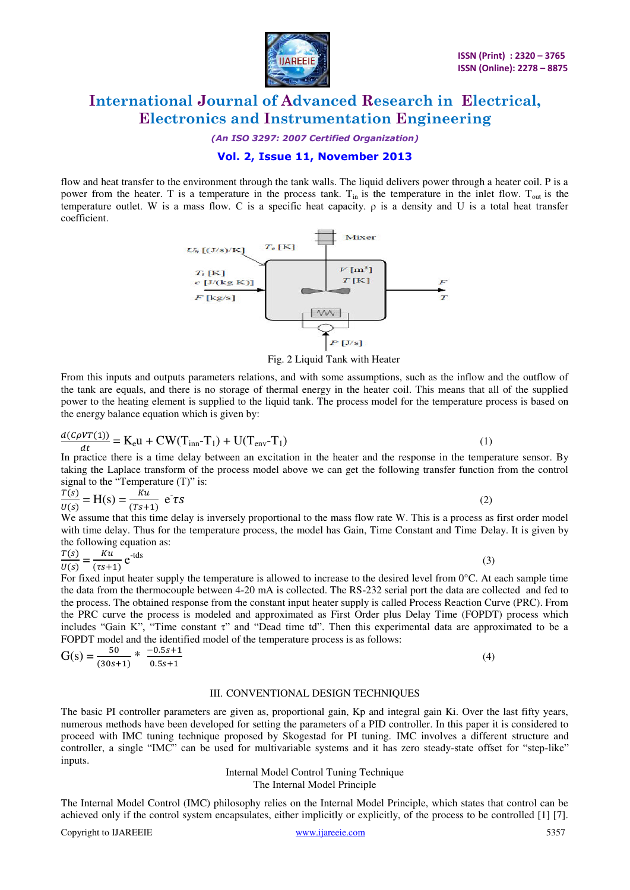flow and heat transfer to the environment through the tank walls. The liquid delivers power through a heater coil. P is a power from the heater. T is a temperature in the process tank. $T_{in}$ is the temperature in the inlet flow. $T_{out}$ is the temperature outlet. W is a mass flow. C is a specific heat capacity. ρ is a density and U is a total heat transfer coefficient.

Fig. 2 Liquid Tank with Heater

From this inputs and outputs parameters relations, and with some assumptions, such as the inflow and the outflow of the tank are equals, and there is no storage of thermal energy in the heater coil. This means that all of the supplied power to the heating element is supplied to the liquid tank. The process model for the temperature process is based on the energy balance equation which is given by:

$$\frac{d(C\rho VT(1))}{dt} = K_e u + CW(T_{inn}-T_1) + U(T_{env}-T_1) \tag{1}$$

In practice there is a time delay between an excitation in the heater and the response in the temperature sensor. By taking the Laplace transform of the process model above we can get the following transfer function from the control signal to the "Temperature (T)" is:

$$\frac{T(s)}{U(s)} = H(s) = \frac{Ku}{(Ts+1)}\ e^{-\tau s} \tag{2}$$

We assume that this time delay is inversely proportional to the mass flow rate W. This is a process as first order model with time delay. Thus for the temperature process, the model has Gain, Time Constant and Time Delay. It is given by the following equation as:

$$\frac{T(s)}{U(s)} = \frac{Ku}{(\tau s+1)}\, e^{-tds} \tag{3}$$

For fixed input heater supply the temperature is allowed to increase to the desired level from 0°C. At each sample time the data from the thermocouple between 4-20 mA is collected. The RS-232 serial port the data are collected and fed to the process. The obtained response from the constant input heater supply is called Process Reaction Curve (PRC). From the PRC curve the process is modeled and approximated as First Order plus Delay Time (FOPDT) process which includes "Gain K", "Time constant τ" and "Dead time td". Then this experimental data are approximated to be a FOPDT model and the identified model of the temperature process is as follows:

$$G(s) = \frac{50}{(30s+1)} * \frac{-0.5s+1}{0.5s+1} \tag{4}$$

## III. CONVENTIONAL DESIGN TECHNIQUES

The basic PI controller parameters are given as, proportional gain, Kp and integral gain Ki. Over the last fifty years, numerous methods have been developed for setting the parameters of a PID controller. In this paper it is considered to proceed with IMC tuning technique proposed by Skogestad for PI tuning. IMC involves a different structure and controller, a single "IMC" can be used for multivariable systems and it has zero steady-state offset for "step-like" inputs.

### Internal Model Control Tuning Technique

### The Internal Model Principle

The Internal Model Control (IMC) philosophy relies on the Internal Model Principle, which states that control can be achieved only if the control system encapsulates, either implicitly or explicitly, of the process to be controlled [1] [7].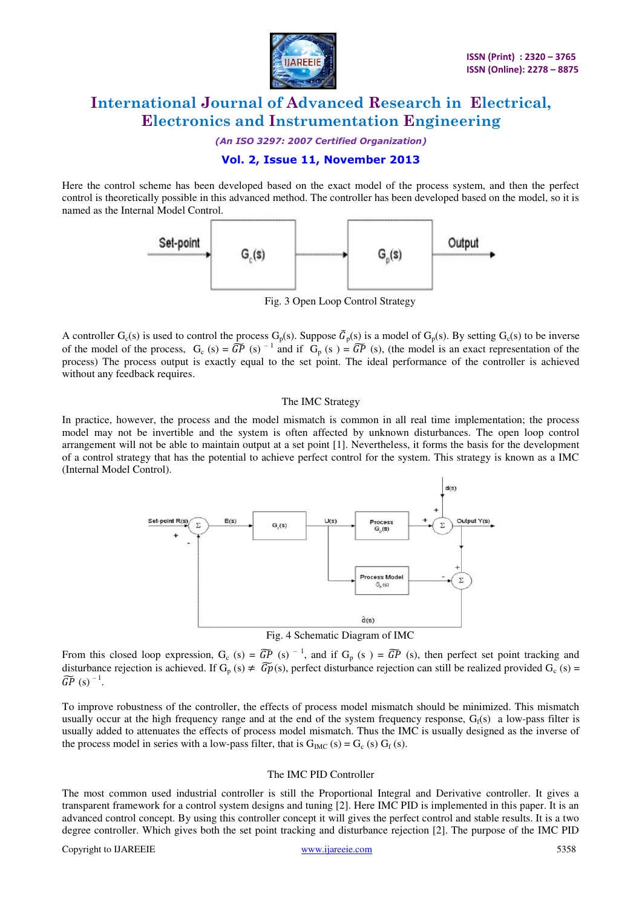Here the control scheme has been developed based on the exact model of the process system, and then the perfect control is theoretically possible in this advanced method. The controller has been developed based on the model, so it is named as the Internal Model Control.

Fig. 3 Open Loop Control Strategy

A controller $G_c(s)$ is used to control the process $G_p(s)$. Suppose $\tilde{G}_p(s)$ is a model of $G_p(s)$. By setting $G_c(s)$ to be inverse of the model of the process, $G_c(s) = \widetilde{GP}(s)^{-1}$ and if $G_p(s) = \widetilde{GP}(s)$, (the model is an exact representation of the process) The process output is exactly equal to the set point. The ideal performance of the controller is achieved without any feedback requires.

### The IMC Strategy

In practice, however, the process and the model mismatch is common in all real time implementation; the process model may not be invertible and the system is often affected by unknown disturbances. The open loop control arrangement will not be able to maintain output at a set point [1]. Nevertheless, it forms the basis for the development of a control strategy that has the potential to achieve perfect control for the system. This strategy is known as a IMC (Internal Model Control).

Fig. 4 Schematic Diagram of IMC

From this closed loop expression, $G_c(s) = \widetilde{GP}(s)^{-1}$, and if $G_p(s) = \widetilde{GP}(s)$, then perfect set point tracking and disturbance rejection is achieved. If $G_p(s) \neq \widetilde{Gp}(s)$, perfect disturbance rejection can still be realized provided $G_c(s) = \widetilde{GP}(s)^{-1}$.

To improve robustness of the controller, the effects of process model mismatch should be minimized. This mismatch usually occur at the high frequency range and at the end of the system frequency response, $G_f(s)$ a low-pass filter is usually added to attenuates the effects of process model mismatch. Thus the IMC is usually designed as the inverse of the process model in series with a low-pass filter, that is $G_{IMC}(s) = G_c(s)\,G_f(s)$.

### The IMC PID Controller

The most common used industrial controller is still the Proportional Integral and Derivative controller. It gives a transparent framework for a control system designs and tuning [2]. Here IMC PID is implemented in this paper. It is an advanced control concept. By using this controller concept it will gives the perfect control and stable results. It is a two degree controller. Which gives both the set point tracking and disturbance rejection [2]. The purpose of the IMC PID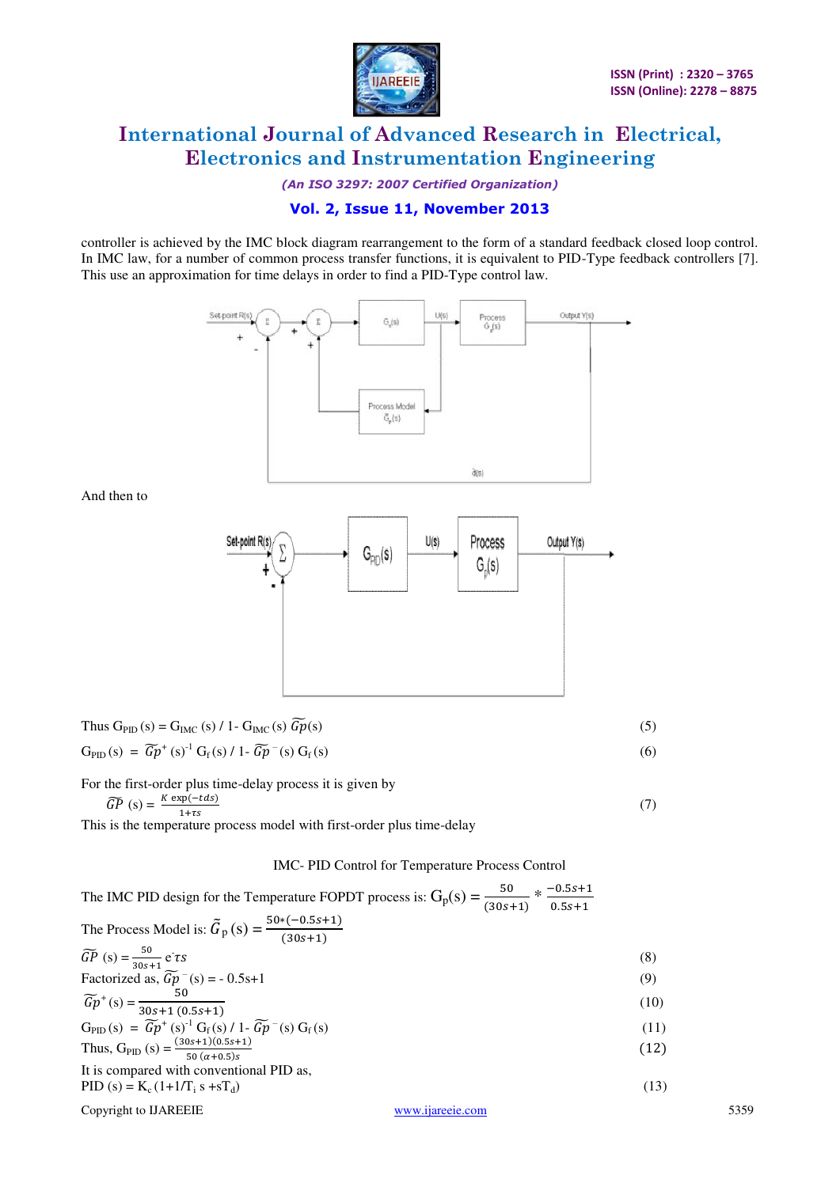controller is achieved by the IMC block diagram rearrangement to the form of a standard feedback closed loop control. In IMC law, for a number of common process transfer functions, it is equivalent to PID-Type feedback controllers [7]. This use an approximation for time delays in order to find a PID-Type control law.

And then to

Thus $G_{PID}(s) = G_{IMC}(s) / 1- G_{IMC}(s)\, \widetilde{Gp}(s)$ (5)

$G_{PID}(s) = \widetilde{Gp}^{+}(s)^{-1}\, G_f(s) / 1- \widetilde{Gp}^{-}(s)\, G_f(s)$ (6)

For the first-order plus time-delay process it is given by

$\widetilde{GP}(s) = \frac{K\exp(-tds)}{1+\tau s}$ (7)

This is the temperature process model with first-order plus time-delay

IMC- PID Control for Temperature Process Control

The IMC PID design for the Temperature FOPDT process is: $G_p(s) = \frac{50}{(30s+1)} * \frac{-0.5s+1}{0.5s+1}$

The Process Model is: $\tilde{G}_p(s) = \frac{50*(-0.5s+1)}{(30s+1)}$

$\widetilde{GP}(s) = \frac{50}{30s+1} e^{-\tau s}$ (8)

Factorized as, $\widetilde{Gp}^{-}(s) = -0.5s+1$ (9)

$\widetilde{Gp}^{+}(s) = \frac{50}{30s+1\,(0.5s+1)}$ (10)

$G_{PID}(s) = \widetilde{Gp}^{+}(s)^{-1}\, G_f(s) / 1- \widetilde{Gp}^{-}(s)\, G_f(s)$ (11)

Thus, $G_{PID}(s) = \frac{(30s+1)(0.5s+1)}{50\,(\alpha+0.5)s}$ (12)

It is compared with conventional PID as,

$PID(s) = K_c(1+1/T_i\, s + sT_d)$ (13)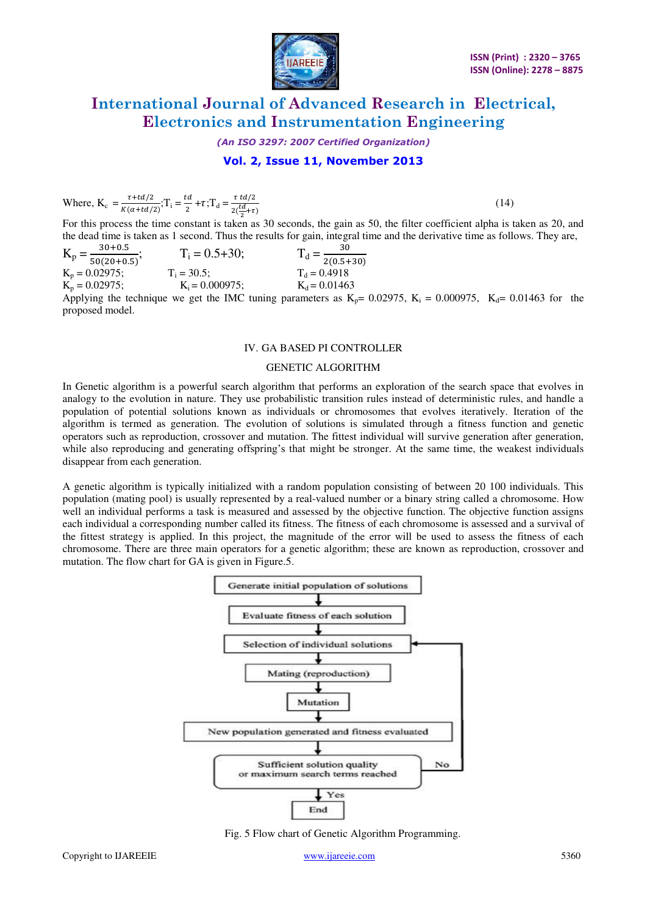Where, $K_c = \frac{\tau + td/2}{K(\alpha + td/2)}$; $T_i = \frac{td}{2} + \tau$; $T_d = \frac{\tau\ td/2}{2(\frac{td}{2} + \tau)}$ (14)

For this process the time constant is taken as 30 seconds, the gain as 50, the filter coefficient alpha is taken as 20, and the dead time is taken as 1 second. Thus the results for gain, integral time and the derivative time as follows. They are,

$K_p = \frac{30+0.5}{50(20+0.5)}$; $T_i = 0.5+30$; $T_d = \frac{30}{2(0.5+30)}$

$K_p = 0.02975$; $T_i = 30.5$; $T_d = 0.4918$

$K_p = 0.02975$; $K_i = 0.000975$; $K_d = 0.01463$

Applying the technique we get the IMC tuning parameters as $K_p$= 0.02975, $K_i$ = 0.000975, $K_d$= 0.01463 for the proposed model.

## IV. GA BASED PI CONTROLLER

### GENETIC ALGORITHM

In Genetic algorithm is a powerful search algorithm that performs an exploration of the search space that evolves in analogy to the evolution in nature. They use probabilistic transition rules instead of deterministic rules, and handle a population of potential solutions known as individuals or chromosomes that evolves iteratively. Iteration of the algorithm is termed as generation. The evolution of solutions is simulated through a fitness function and genetic operators such as reproduction, crossover and mutation. The fittest individual will survive generation after generation, while also reproducing and generating offspring's that might be stronger. At the same time, the weakest individuals disappear from each generation.

A genetic algorithm is typically initialized with a random population consisting of between 20 100 individuals. This population (mating pool) is usually represented by a real-valued number or a binary string called a chromosome. How well an individual performs a task is measured and assessed by the objective function. The objective function assigns each individual a corresponding number called its fitness. The fitness of each chromosome is assessed and a survival of the fittest strategy is applied. In this project, the magnitude of the error will be used to assess the fitness of each chromosome. There are three main operators for a genetic algorithm; these are known as reproduction, crossover and mutation. The flow chart for GA is given in Figure.5.

```
Generate initial population of solutions
        ↓
Evaluate fitness of each solution
        ↓
Selection of individual solutions  ←──────────┐
        ↓                                      │
Mating (reproduction)                          │
        ↓                                      │
Mutation                                       │
        ↓                                      │
New population generated and fitness evaluated │
        ↓                                      │
Sufficient solution quality                    │
or maximum search terms reached ──── No ───────┘
        ↓ Yes
       End
```

Fig. 5 Flow chart of Genetic Algorithm Programming.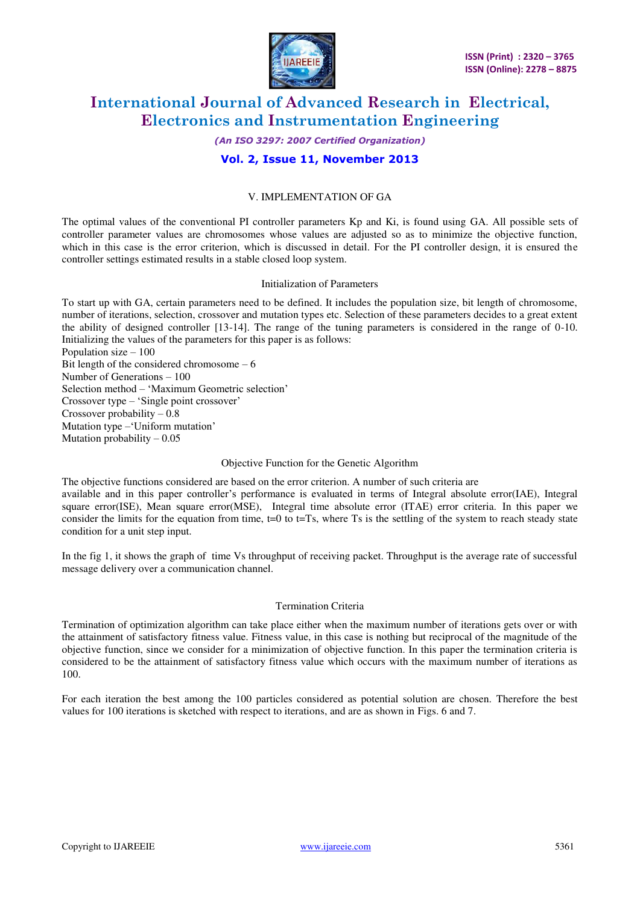## V. IMPLEMENTATION OF GA

The optimal values of the conventional PI controller parameters Kp and Ki, is found using GA. All possible sets of controller parameter values are chromosomes whose values are adjusted so as to minimize the objective function, which in this case is the error criterion, which is discussed in detail. For the PI controller design, it is ensured the controller settings estimated results in a stable closed loop system.

### Initialization of Parameters

To start up with GA, certain parameters need to be defined. It includes the population size, bit length of chromosome, number of iterations, selection, crossover and mutation types etc. Selection of these parameters decides to a great extent the ability of designed controller [13-14]. The range of the tuning parameters is considered in the range of 0-10. Initializing the values of the parameters for this paper is as follows:

Population size – 100
Bit length of the considered chromosome – 6
Number of Generations – 100
Selection method – 'Maximum Geometric selection'
Crossover type – 'Single point crossover'
Crossover probability – 0.8
Mutation type –'Uniform mutation'
Mutation probability – 0.05

### Objective Function for the Genetic Algorithm

The objective functions considered are based on the error criterion. A number of such criteria are available and in this paper controller's performance is evaluated in terms of Integral absolute error(IAE), Integral square error(ISE), Mean square error(MSE), Integral time absolute error (ITAE) error criteria. In this paper we consider the limits for the equation from time, t=0 to t=Ts, where Ts is the settling of the system to reach steady state condition for a unit step input.

In the fig 1, it shows the graph of time Vs throughput of receiving packet. Throughput is the average rate of successful message delivery over a communication channel.

### Termination Criteria

Termination of optimization algorithm can take place either when the maximum number of iterations gets over or with the attainment of satisfactory fitness value. Fitness value, in this case is nothing but reciprocal of the magnitude of the objective function, since we consider for a minimization of objective function. In this paper the termination criteria is considered to be the attainment of satisfactory fitness value which occurs with the maximum number of iterations as 100.

For each iteration the best among the 100 particles considered as potential solution are chosen. Therefore the best values for 100 iterations is sketched with respect to iterations, and are as shown in Figs. 6 and 7.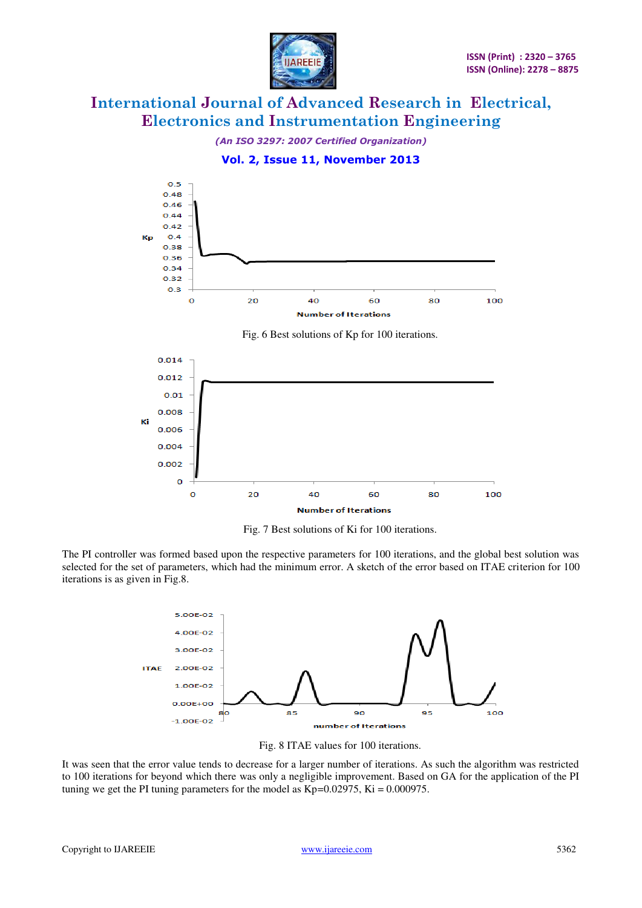Fig. 6 Best solutions of Kp for 100 iterations.

Fig. 7 Best solutions of Ki for 100 iterations.

The PI controller was formed based upon the respective parameters for 100 iterations, and the global best solution was selected for the set of parameters, which had the minimum error. A sketch of the error based on ITAE criterion for 100 iterations is as given in Fig.8.

Fig. 8 ITAE values for 100 iterations.

It was seen that the error value tends to decrease for a larger number of iterations. As such the algorithm was restricted to 100 iterations for beyond which there was only a negligible improvement. Based on GA for the application of the PI tuning parameters we get the PI tuning parameters for the model as Kp=0.02975, Ki = 0.000975.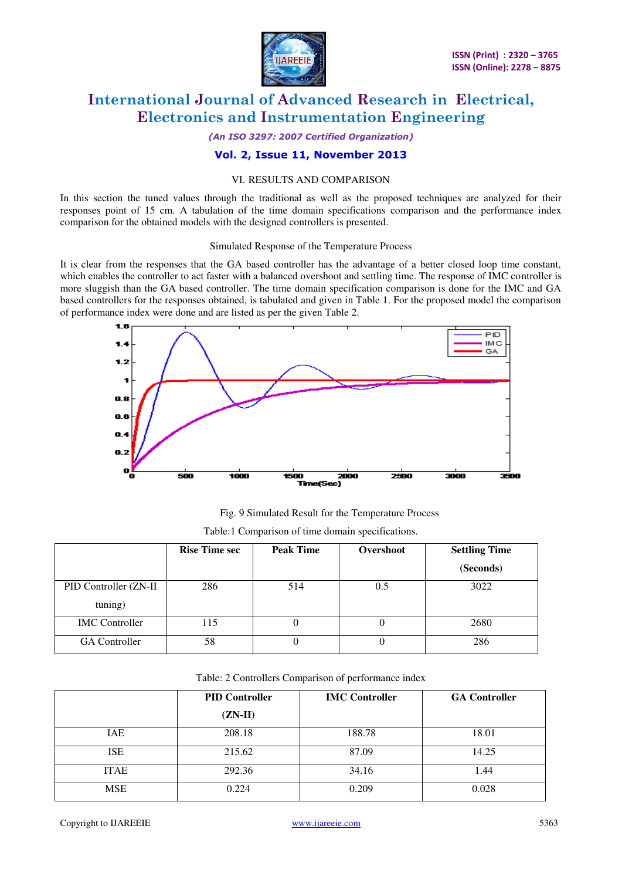## VI. RESULTS AND COMPARISON

In this section the tuned values through the traditional as well as the proposed techniques are analyzed for their responses point of 15 cm. A tabulation of the time domain specifications comparison and the performance index comparison for the obtained models with the designed controllers is presented.

### Simulated Response of the Temperature Process

It is clear from the responses that the GA based controller has the advantage of a better closed loop time constant, which enables the controller to act faster with a balanced overshoot and settling time. The response of IMC controller is more sluggish than the GA based controller. The time domain specification comparison is done for the IMC and GA based controllers for the responses obtained, is tabulated and given in Table 1. For the proposed model the comparison of performance index were done and are listed as per the given Table 2.

Fig. 9 Simulated Result for the Temperature Process

Table:1 Comparison of time domain specifications.

| | Rise Time sec | Peak Time | Overshoot | Settling Time (Seconds) |
|---|---|---|---|---|
| PID Controller (ZN-II tuning) | 286 | 514 | 0.5 | 3022 |
| IMC Controller | 115 | 0 | 0 | 2680 |
| GA Controller | 58 | 0 | 0 | 286 |

Table: 2 Controllers Comparison of performance index

| | PID Controller (ZN-II) | IMC Controller | GA Controller |
|---|---|---|---|
| IAE | 208.18 | 188.78 | 18.01 |
| ISE | 215.62 | 87.09 | 14.25 |
| ITAE | 292.36 | 34.16 | 1.44 |
| MSE | 0.224 | 0.209 | 0.028 |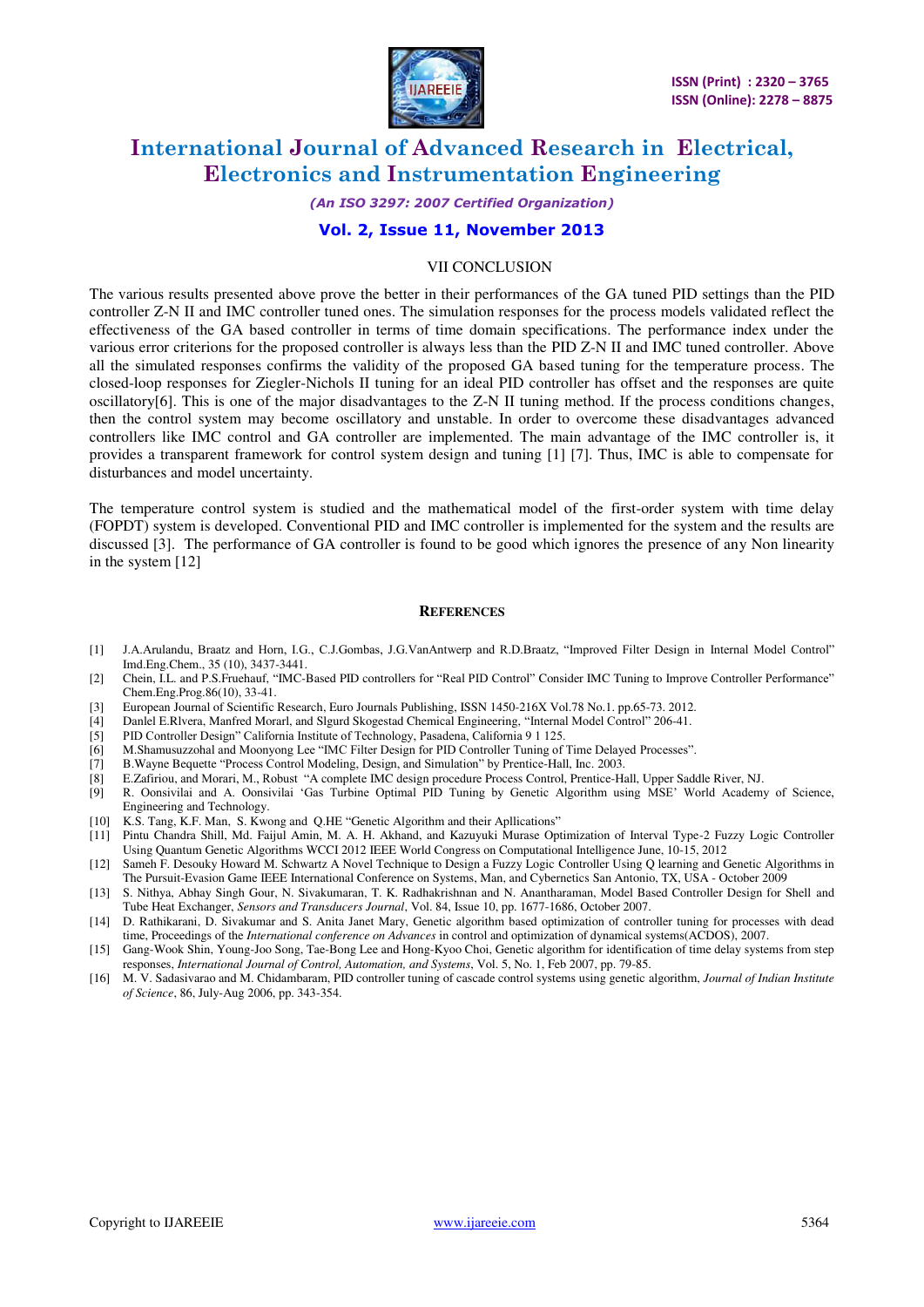## VII CONCLUSION

The various results presented above prove the better in their performances of the GA tuned PID settings than the PID controller Z-N II and IMC controller tuned ones. The simulation responses for the process models validated reflect the effectiveness of the GA based controller in terms of time domain specifications. The performance index under the various error criterions for the proposed controller is always less than the PID Z-N II and IMC tuned controller. Above all the simulated responses confirms the validity of the proposed GA based tuning for the temperature process. The closed-loop responses for Ziegler-Nichols II tuning for an ideal PID controller has offset and the responses are quite oscillatory[6]. This is one of the major disadvantages to the Z-N II tuning method. If the process conditions changes, then the control system may become oscillatory and unstable. In order to overcome these disadvantages advanced controllers like IMC control and GA controller are implemented. The main advantage of the IMC controller is, it provides a transparent framework for control system design and tuning [1] [7]. Thus, IMC is able to compensate for disturbances and model uncertainty.

The temperature control system is studied and the mathematical model of the first-order system with time delay (FOPDT) system is developed. Conventional PID and IMC controller is implemented for the system and the results are discussed [3]. The performance of GA controller is found to be good which ignores the presence of any Non linearity in the system [12]

## REFERENCES

[1] J.A.Arulandu, Braatz and Horn, I.G., C.J.Gombas, J.G.VanAntwerp and R.D.Braatz, "Improved Filter Design in Internal Model Control" Imd.Eng.Chem., 35 (10), 3437-3441.

[2] Chein, I.L. and P.S.Fruehauf, "IMC-Based PID controllers for "Real PID Control" Consider IMC Tuning to Improve Controller Performance" Chem.Eng.Prog.86(10), 33-41.

[3] European Journal of Scientific Research, Euro Journals Publishing, ISSN 1450-216X Vol.78 No.1. pp.65-73. 2012.

[4] Danlel E.Rlvera, Manfred Morarl, and Slgurd Skogestad Chemical Engineering, "Internal Model Control" 206-41.

[5] PID Controller Design" California Institute of Technology, Pasadena, California 9 1 125.

[6] M.Shamusuzzohal and Moonyong Lee "IMC Filter Design for PID Controller Tuning of Time Delayed Processes".

[7] B.Wayne Bequette "Process Control Modeling, Design, and Simulation" by Prentice-Hall, Inc. 2003.

[8] E.Zafiriou, and Morari, M., Robust "A complete IMC design procedure Process Control, Prentice-Hall, Upper Saddle River, NJ.

[9] R. Oonsivilai and A. Oonsivilai 'Gas Turbine Optimal PID Tuning by Genetic Algorithm using MSE' World Academy of Science, Engineering and Technology.

[10] K.S. Tang, K.F. Man, S. Kwong and Q.HE "Genetic Algorithm and their Apllications"

[11] Pintu Chandra Shill, Md. Faijul Amin, M. A. H. Akhand, and Kazuyuki Murase Optimization of Interval Type-2 Fuzzy Logic Controller Using Quantum Genetic Algorithms WCCI 2012 IEEE World Congress on Computational Intelligence June, 10-15, 2012

[12] Sameh F. Desouky Howard M. Schwartz A Novel Technique to Design a Fuzzy Logic Controller Using Q learning and Genetic Algorithms in The Pursuit-Evasion Game IEEE International Conference on Systems, Man, and Cybernetics San Antonio, TX, USA - October 2009

[13] S. Nithya, Abhay Singh Gour, N. Sivakumaran, T. K. Radhakrishnan and N. Anantharaman, Model Based Controller Design for Shell and Tube Heat Exchanger, *Sensors and Transducers Journal*, Vol. 84, Issue 10, pp. 1677-1686, October 2007.

[14] D. Rathikarani, D. Sivakumar and S. Anita Janet Mary, Genetic algorithm based optimization of controller tuning for processes with dead time, Proceedings of the *International conference on Advances* in control and optimization of dynamical systems(ACDOS), 2007.

[15] Gang-Wook Shin, Young-Joo Song, Tae-Bong Lee and Hong-Kyoo Choi, Genetic algorithm for identification of time delay systems from step responses, *International Journal of Control, Automation, and Systems*, Vol. 5, No. 1, Feb 2007, pp. 79-85.

[16] M. V. Sadasivarao and M. Chidambaram, PID controller tuning of cascade control systems using genetic algorithm, *Journal of Indian Institute of Science*, 86, July-Aug 2006, pp. 343-354.